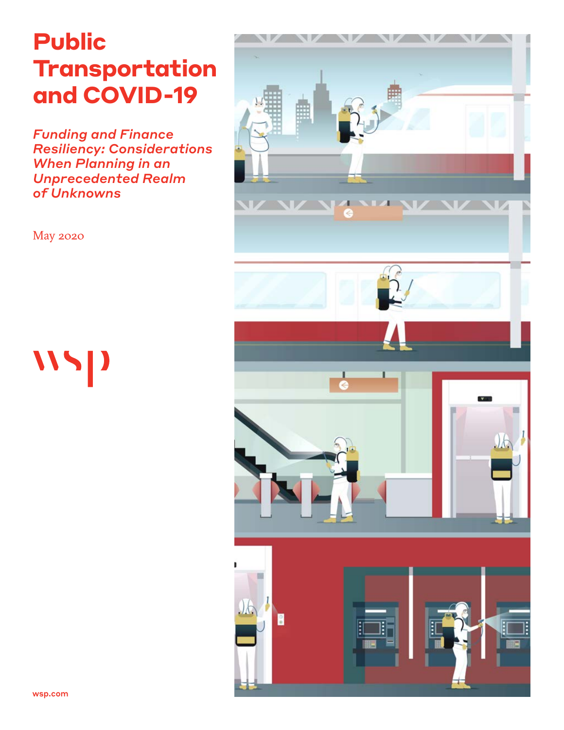# Public Transportation and COVID-19

## *Funding and Finance Resiliency: Considerations When Planning in an Unprecedented Realm of Unknowns*

May 2020

wsp

wsp.com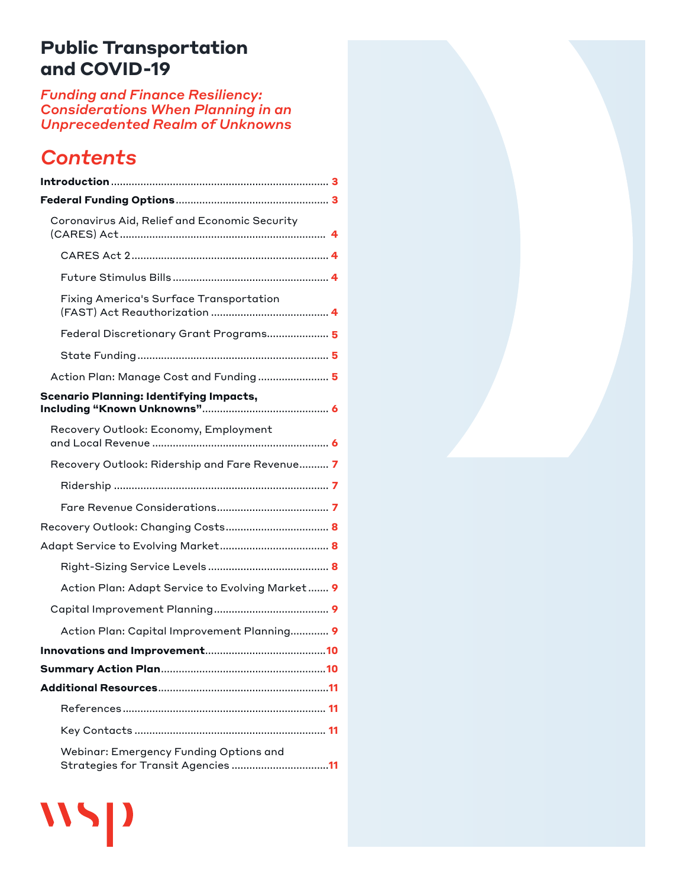# Public Transportation and COVID-19

*Funding and Finance Resiliency: Considerations When Planning in an Unprecedented Realm of Unknowns*

## Contents

**Introduction** ........ 3

**Federal Funding Options** ........ 3

- Coronavirus Aid, Relief and Economic Security (CARES) Act ........ 4
  - CARES Act 2 ........ 4
  - Future Stimulus Bills ........ 4
  - Fixing America's Surface Transportation (FAST) Act Reauthorization ........ 4
  - Federal Discretionary Grant Programs ........ 5
  - State Funding ........ 5
- Action Plan: Manage Cost and Funding ........ 5

**Scenario Planning: Identifying Impacts, Including "Known Unknowns"** ........ 6

- Recovery Outlook: Economy, Employment and Local Revenue ........ 6
- Recovery Outlook: Ridership and Fare Revenue ........ 7
  - Ridership ........ 7
  - Fare Revenue Considerations ........ 7

Recovery Outlook: Changing Costs ........ 8

Adapt Service to Evolving Market ........ 8

- Right-Sizing Service Levels ........ 8
- Action Plan: Adapt Service to Evolving Market ........ 9

Capital Improvement Planning ........ 9

- Action Plan: Capital Improvement Planning ........ 9

**Innovations and Improvement** ........ 10

**Summary Action Plan** ........ 10

**Additional Resources** ........ 11

- References ........ 11
- Key Contacts ........ 11
- Webinar: Emergency Funding Options and Strategies for Transit Agencies ........ 11

wsp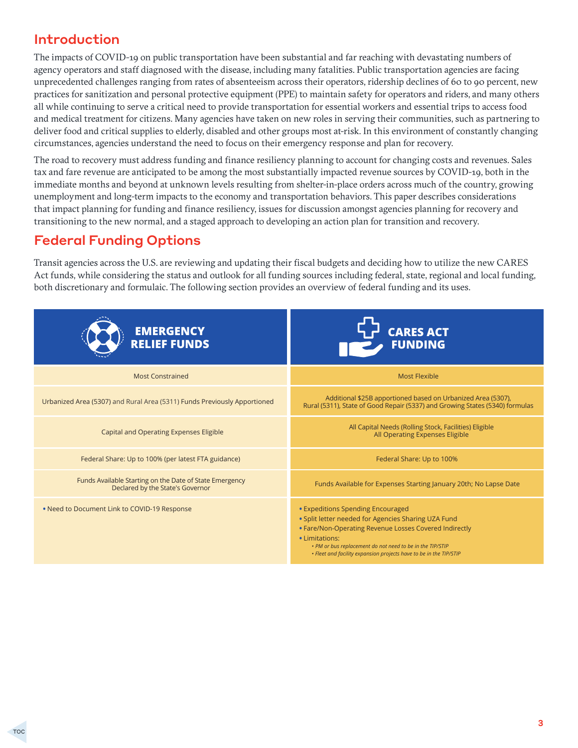## Introduction

The impacts of COVID-19 on public transportation have been substantial and far reaching with devastating numbers of agency operators and staff diagnosed with the disease, including many fatalities. Public transportation agencies are facing unprecedented challenges ranging from rates of absenteeism across their operators, ridership declines of 60 to 90 percent, new practices for sanitization and personal protective equipment (PPE) to maintain safety for operators and riders, and many others all while continuing to serve a critical need to provide transportation for essential workers and essential trips to access food and medical treatment for citizens. Many agencies have taken on new roles in serving their communities, such as partnering to deliver food and critical supplies to elderly, disabled and other groups most at-risk. In this environment of constantly changing circumstances, agencies understand the need to focus on their emergency response and plan for recovery.

The road to recovery must address funding and finance resiliency planning to account for changing costs and revenues. Sales tax and fare revenue are anticipated to be among the most substantially impacted revenue sources by COVID-19, both in the immediate months and beyond at unknown levels resulting from shelter-in-place orders across much of the country, growing unemployment and long-term impacts to the economy and transportation behaviors. This paper describes considerations that impact planning for funding and finance resiliency, issues for discussion amongst agencies planning for recovery and transitioning to the new normal, and a staged approach to developing an action plan for transition and recovery.

## Federal Funding Options

Transit agencies across the U.S. are reviewing and updating their fiscal budgets and deciding how to utilize the new CARES Act funds, while considering the status and outlook for all funding sources including federal, state, regional and local funding, both discretionary and formulaic. The following section provides an overview of federal funding and its uses.

| EMERGENCY RELIEF FUNDS | CARES ACT FUNDING |
|---|---|
| Most Constrained | Most Flexible |
| Urbanized Area (5307) and Rural Area (5311) Funds Previously Apportioned | Additional $25B apportioned based on Urbanized Area (5307), Rural (5311), State of Good Repair (5337) and Growing States (5340) formulas |
| Capital and Operating Expenses Eligible | All Capital Needs (Rolling Stock, Facilities) Eligible<br>All Operating Expenses Eligible |
| Federal Share: Up to 100% (per latest FTA guidance) | Federal Share: Up to 100% |
| Funds Available Starting on the Date of State Emergency Declared by the State's Governor | Funds Available for Expenses Starting January 20th; No Lapse Date |
| • Need to Document Link to COVID-19 Response | • Expeditions Spending Encouraged<br>• Split letter needed for Agencies Sharing UZA Fund<br>• Fare/Non-Operating Revenue Losses Covered Indirectly<br>• Limitations:<br>  • *PM or bus replacement do not need to be in the TIP/STIP*<br>  • *Fleet and facility expansion projects have to be in the TIP/STIP* |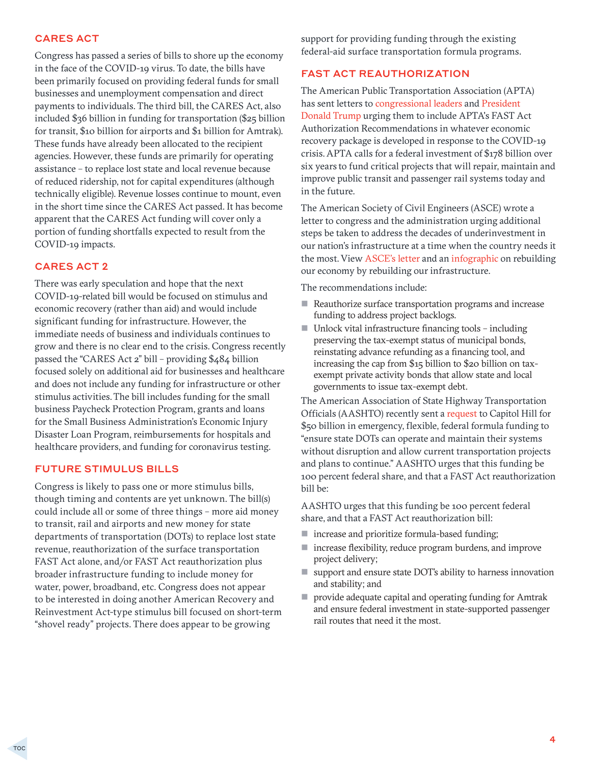## CARES ACT

Congress has passed a series of bills to shore up the economy in the face of the COVID-19 virus. To date, the bills have been primarily focused on providing federal funds for small businesses and unemployment compensation and direct payments to individuals. The third bill, the CARES Act, also included $36 billion in funding for transportation ($25 billion for transit, $10 billion for airports and $1 billion for Amtrak). These funds have already been allocated to the recipient agencies. However, these funds are primarily for operating assistance – to replace lost state and local revenue because of reduced ridership, not for capital expenditures (although technically eligible). Revenue losses continue to mount, even in the short time since the CARES Act passed. It has become apparent that the CARES Act funding will cover only a portion of funding shortfalls expected to result from the COVID-19 impacts.

## CARES ACT 2

There was early speculation and hope that the next COVID-19-related bill would be focused on stimulus and economic recovery (rather than aid) and would include significant funding for infrastructure. However, the immediate needs of business and individuals continues to grow and there is no clear end to the crisis. Congress recently passed the "CARES Act 2" bill – providing $484 billion focused solely on additional aid for businesses and healthcare and does not include any funding for infrastructure or other stimulus activities. The bill includes funding for the small business Paycheck Protection Program, grants and loans for the Small Business Administration's Economic Injury Disaster Loan Program, reimbursements for hospitals and healthcare providers, and funding for coronavirus testing.

## FUTURE STIMULUS BILLS

Congress is likely to pass one or more stimulus bills, though timing and contents are yet unknown. The bill(s) could include all or some of three things – more aid money to transit, rail and airports and new money for state departments of transportation (DOTs) to replace lost state revenue, reauthorization of the surface transportation FAST Act alone, and/or FAST Act reauthorization plus broader infrastructure funding to include money for water, power, broadband, etc. Congress does not appear to be interested in doing another American Recovery and Reinvestment Act-type stimulus bill focused on short-term "shovel ready" projects. There does appear to be growing support for providing funding through the existing federal-aid surface transportation formula programs.

## FAST ACT REAUTHORIZATION

The American Public Transportation Association (APTA) has sent letters to congressional leaders and President Donald Trump urging them to include APTA's FAST Act Authorization Recommendations in whatever economic recovery package is developed in response to the COVID-19 crisis. APTA calls for a federal investment of $178 billion over six years to fund critical projects that will repair, maintain and improve public transit and passenger rail systems today and in the future.

The American Society of Civil Engineers (ASCE) wrote a letter to congress and the administration urging additional steps be taken to address the decades of underinvestment in our nation's infrastructure at a time when the country needs it the most. View ASCE's letter and an infographic on rebuilding our economy by rebuilding our infrastructure.

The recommendations include:

- Reauthorize surface transportation programs and increase funding to address project backlogs.
- Unlock vital infrastructure financing tools – including preserving the tax-exempt status of municipal bonds, reinstating advance refunding as a financing tool, and increasing the cap from $15 billion to $20 billion on tax-exempt private activity bonds that allow state and local governments to issue tax-exempt debt.

The American Association of State Highway Transportation Officials (AASHTO) recently sent a request to Capitol Hill for $50 billion in emergency, flexible, federal formula funding to "ensure state DOTs can operate and maintain their systems without disruption and allow current transportation projects and plans to continue." AASHTO urges that this funding be 100 percent federal share, and that a FAST Act reauthorization bill be:

AASHTO urges that this funding be 100 percent federal share, and that a FAST Act reauthorization bill:

- increase and prioritize formula-based funding;
- increase flexibility, reduce program burdens, and improve project delivery;
- support and ensure state DOT's ability to harness innovation and stability; and
- provide adequate capital and operating funding for Amtrak and ensure federal investment in state-supported passenger rail routes that need it the most.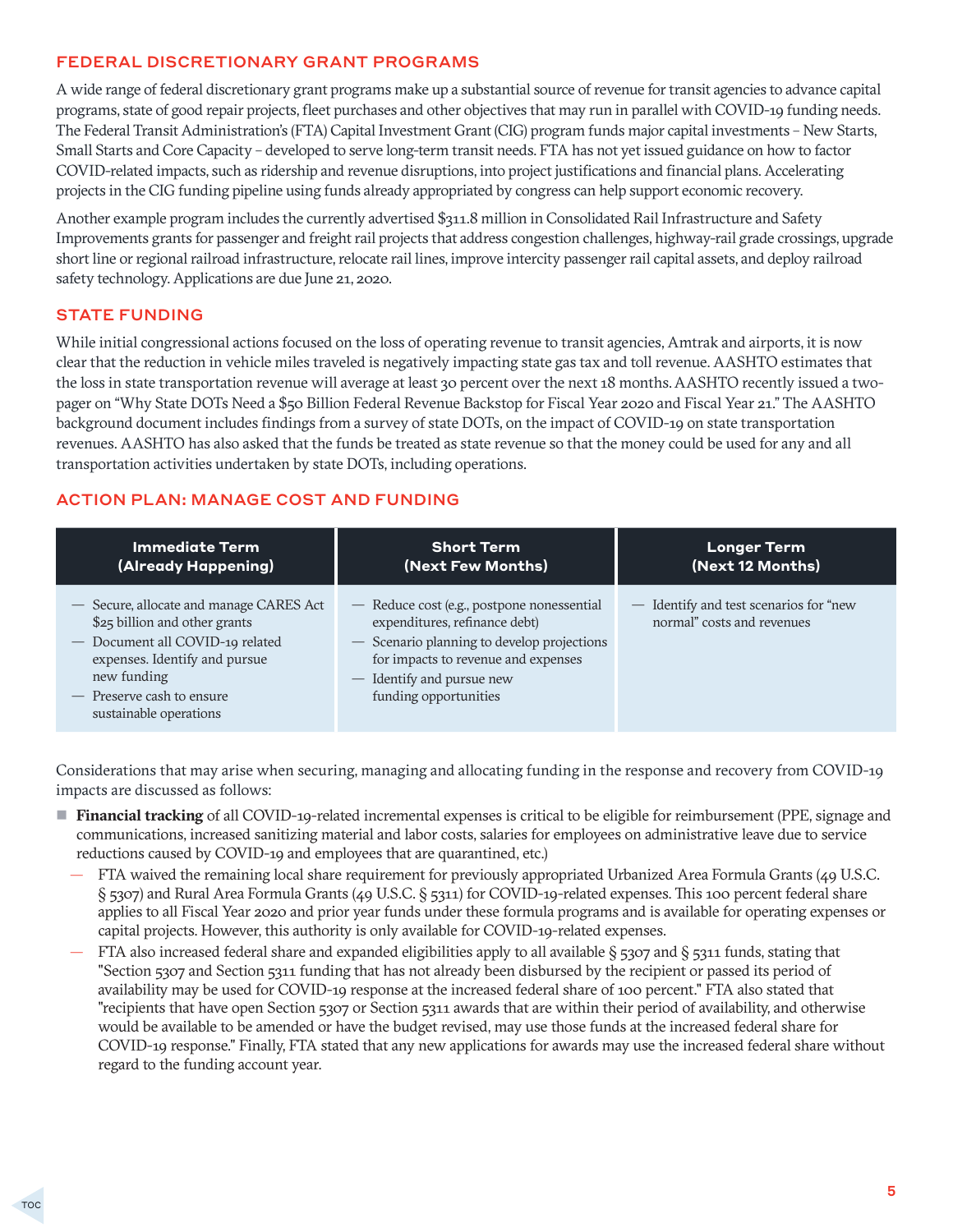## FEDERAL DISCRETIONARY GRANT PROGRAMS

A wide range of federal discretionary grant programs make up a substantial source of revenue for transit agencies to advance capital programs, state of good repair projects, fleet purchases and other objectives that may run in parallel with COVID-19 funding needs. The Federal Transit Administration's (FTA) Capital Investment Grant (CIG) program funds major capital investments – New Starts, Small Starts and Core Capacity – developed to serve long-term transit needs. FTA has not yet issued guidance on how to factor COVID-related impacts, such as ridership and revenue disruptions, into project justifications and financial plans. Accelerating projects in the CIG funding pipeline using funds already appropriated by congress can help support economic recovery.

Another example program includes the currently advertised $311.8 million in Consolidated Rail Infrastructure and Safety Improvements grants for passenger and freight rail projects that address congestion challenges, highway-rail grade crossings, upgrade short line or regional railroad infrastructure, relocate rail lines, improve intercity passenger rail capital assets, and deploy railroad safety technology. Applications are due June 21, 2020.

## STATE FUNDING

While initial congressional actions focused on the loss of operating revenue to transit agencies, Amtrak and airports, it is now clear that the reduction in vehicle miles traveled is negatively impacting state gas tax and toll revenue. AASHTO estimates that the loss in state transportation revenue will average at least 30 percent over the next 18 months. AASHTO recently issued a two-pager on "Why State DOTs Need a $50 Billion Federal Revenue Backstop for Fiscal Year 2020 and Fiscal Year 21." The AASHTO background document includes findings from a survey of state DOTs, on the impact of COVID-19 on state transportation revenues. AASHTO has also asked that the funds be treated as state revenue so that the money could be used for any and all transportation activities undertaken by state DOTs, including operations.

## ACTION PLAN: MANAGE COST AND FUNDING

| Immediate Term (Already Happening) | Short Term (Next Few Months) | Longer Term (Next 12 Months) |
|---|---|---|
| — Secure, allocate and manage CARES Act $25 billion and other grants<br>— Document all COVID-19 related expenses. Identify and pursue new funding<br>— Preserve cash to ensure sustainable operations | — Reduce cost (e.g., postpone nonessential expenditures, refinance debt)<br>— Scenario planning to develop projections for impacts to revenue and expenses<br>— Identify and pursue new funding opportunities | — Identify and test scenarios for "new normal" costs and revenues |

Considerations that may arise when securing, managing and allocating funding in the response and recovery from COVID-19 impacts are discussed as follows:

- **Financial tracking** of all COVID-19-related incremental expenses is critical to be eligible for reimbursement (PPE, signage and communications, increased sanitizing material and labor costs, salaries for employees on administrative leave due to service reductions caused by COVID-19 and employees that are quarantined, etc.)
  - FTA waived the remaining local share requirement for previously appropriated Urbanized Area Formula Grants (49 U.S.C. § 5307) and Rural Area Formula Grants (49 U.S.C. § 5311) for COVID-19-related expenses. This 100 percent federal share applies to all Fiscal Year 2020 and prior year funds under these formula programs and is available for operating expenses or capital projects. However, this authority is only available for COVID-19-related expenses.
  - FTA also increased federal share and expanded eligibilities apply to all available § 5307 and § 5311 funds, stating that "Section 5307 and Section 5311 funding that has not already been disbursed by the recipient or passed its period of availability may be used for COVID-19 response at the increased federal share of 100 percent." FTA also stated that "recipients that have open Section 5307 or Section 5311 awards that are within their period of availability, and otherwise would be available to be amended or have the budget revised, may use those funds at the increased federal share for COVID-19 response." Finally, FTA stated that any new applications for awards may use the increased federal share without regard to the funding account year.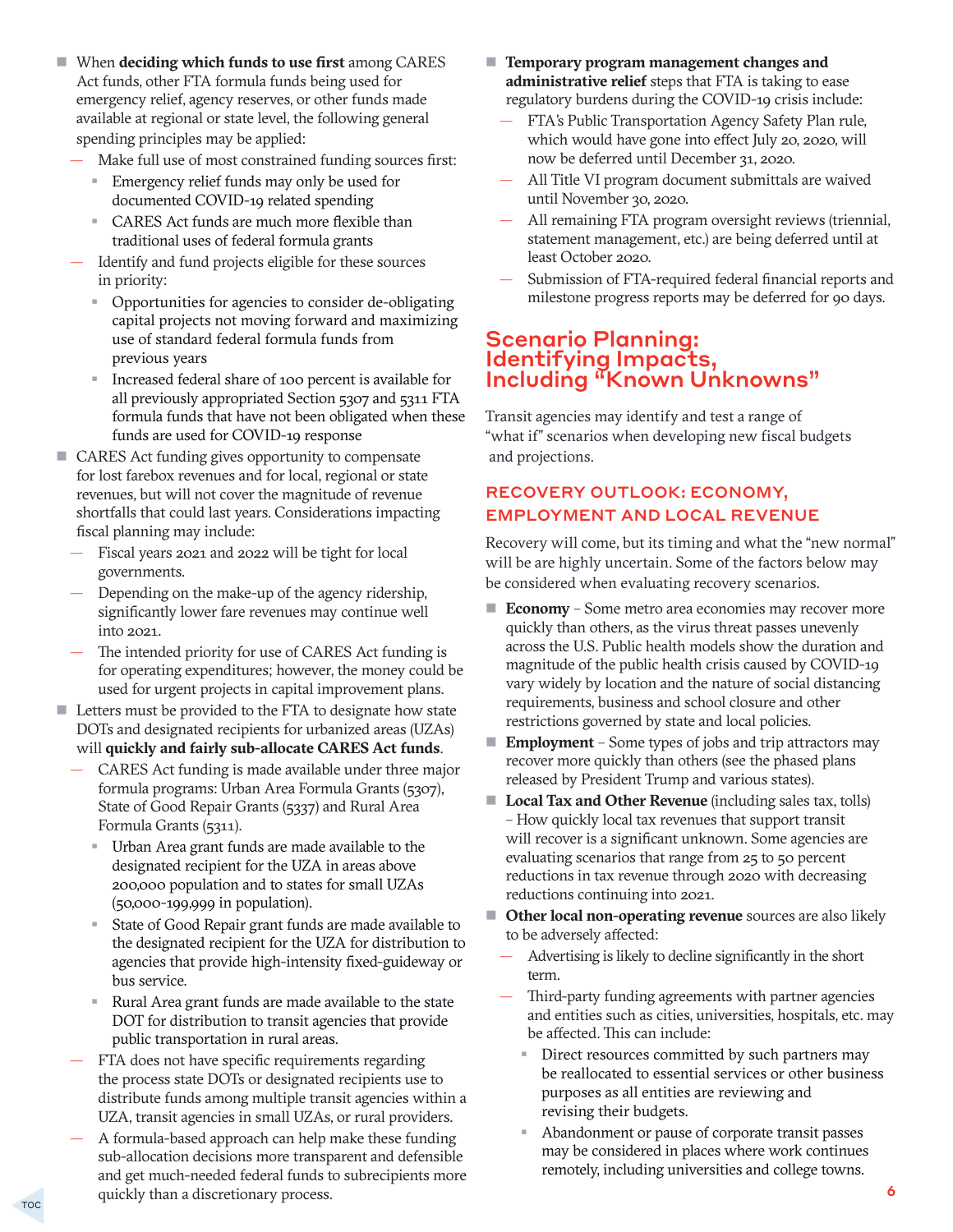- When **deciding which funds to use first** among CARES Act funds, other FTA formula funds being used for emergency relief, agency reserves, or other funds made available at regional or state level, the following general spending principles may be applied:
  - Make full use of most constrained funding sources first:
    - Emergency relief funds may only be used for documented COVID-19 related spending
    - CARES Act funds are much more flexible than traditional uses of federal formula grants
  - Identify and fund projects eligible for these sources in priority:
    - Opportunities for agencies to consider de-obligating capital projects not moving forward and maximizing use of standard federal formula funds from previous years
    - Increased federal share of 100 percent is available for all previously appropriated Section 5307 and 5311 FTA formula funds that have not been obligated when these funds are used for COVID-19 response
- CARES Act funding gives opportunity to compensate for lost farebox revenues and for local, regional or state revenues, but will not cover the magnitude of revenue shortfalls that could last years. Considerations impacting fiscal planning may include:
  - Fiscal years 2021 and 2022 will be tight for local governments.
  - Depending on the make-up of the agency ridership, significantly lower fare revenues may continue well into 2021.
  - The intended priority for use of CARES Act funding is for operating expenditures; however, the money could be used for urgent projects in capital improvement plans.
- Letters must be provided to the FTA to designate how state DOTs and designated recipients for urbanized areas (UZAs) will **quickly and fairly sub-allocate CARES Act funds**.
  - CARES Act funding is made available under three major formula programs: Urban Area Formula Grants (5307), State of Good Repair Grants (5337) and Rural Area Formula Grants (5311).
    - Urban Area grant funds are made available to the designated recipient for the UZA in areas above 200,000 population and to states for small UZAs (50,000-199,999 in population).
    - State of Good Repair grant funds are made available to the designated recipient for the UZA for distribution to agencies that provide high-intensity fixed-guideway or bus service.
    - Rural Area grant funds are made available to the state DOT for distribution to transit agencies that provide public transportation in rural areas.
  - FTA does not have specific requirements regarding the process state DOTs or designated recipients use to distribute funds among multiple transit agencies within a UZA, transit agencies in small UZAs, or rural providers.
  - A formula-based approach can help make these funding sub-allocation decisions more transparent and defensible and get much-needed federal funds to subrecipients more quickly than a discretionary process.
- **Temporary program management changes and administrative relief** steps that FTA is taking to ease regulatory burdens during the COVID-19 crisis include:
  - FTA's Public Transportation Agency Safety Plan rule, which would have gone into effect July 20, 2020, will now be deferred until December 31, 2020.
  - All Title VI program document submittals are waived until November 30, 2020.
  - All remaining FTA program oversight reviews (triennial, statement management, etc.) are being deferred until at least October 2020.
  - Submission of FTA-required federal financial reports and milestone progress reports may be deferred for 90 days.

## Scenario Planning: Identifying Impacts, Including "Known Unknowns"

Transit agencies may identify and test a range of "what if" scenarios when developing new fiscal budgets and projections.

### RECOVERY OUTLOOK: ECONOMY, EMPLOYMENT AND LOCAL REVENUE

Recovery will come, but its timing and what the "new normal" will be are highly uncertain. Some of the factors below may be considered when evaluating recovery scenarios.

- **Economy** – Some metro area economies may recover more quickly than others, as the virus threat passes unevenly across the U.S. Public health models show the duration and magnitude of the public health crisis caused by COVID-19 vary widely by location and the nature of social distancing requirements, business and school closure and other restrictions governed by state and local policies.
- **Employment** – Some types of jobs and trip attractors may recover more quickly than others (see the phased plans released by President Trump and various states).
- **Local Tax and Other Revenue** (including sales tax, tolls) – How quickly local tax revenues that support transit will recover is a significant unknown. Some agencies are evaluating scenarios that range from 25 to 50 percent reductions in tax revenue through 2020 with decreasing reductions continuing into 2021.
- **Other local non-operating revenue** sources are also likely to be adversely affected:
  - Advertising is likely to decline significantly in the short term.
  - Third-party funding agreements with partner agencies and entities such as cities, universities, hospitals, etc. may be affected. This can include:
    - Direct resources committed by such partners may be reallocated to essential services or other business purposes as all entities are reviewing and revising their budgets.
    - Abandonment or pause of corporate transit passes may be considered in places where work continues remotely, including universities and college towns.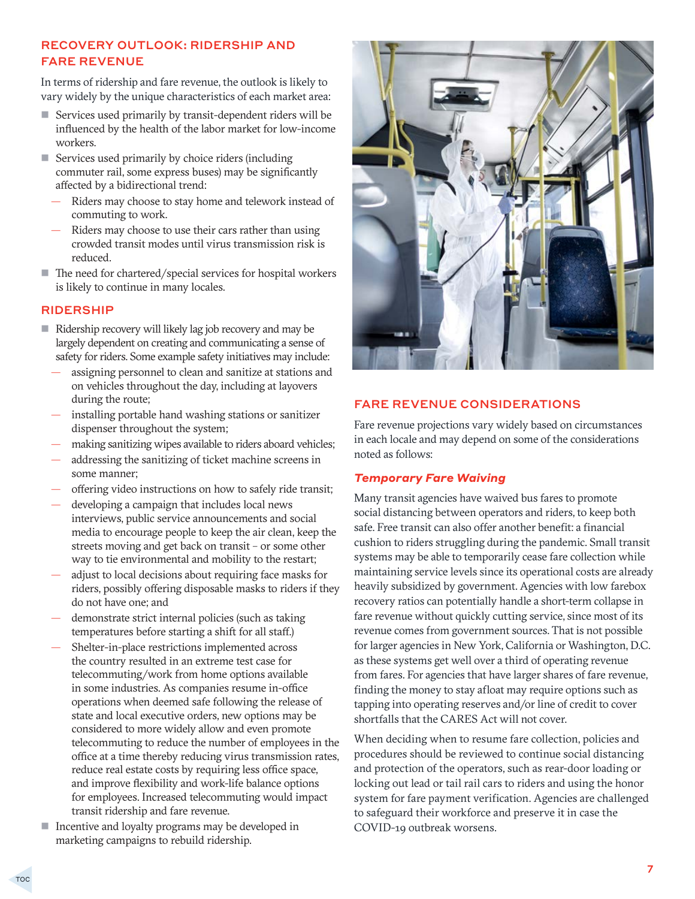## RECOVERY OUTLOOK: RIDERSHIP AND FARE REVENUE

In terms of ridership and fare revenue, the outlook is likely to vary widely by the unique characteristics of each market area:

- Services used primarily by transit-dependent riders will be influenced by the health of the labor market for low-income workers.
- Services used primarily by choice riders (including commuter rail, some express buses) may be significantly affected by a bidirectional trend:
  - Riders may choose to stay home and telework instead of commuting to work.
  - Riders may choose to use their cars rather than using crowded transit modes until virus transmission risk is reduced.
- The need for chartered/special services for hospital workers is likely to continue in many locales.

## RIDERSHIP

- Ridership recovery will likely lag job recovery and may be largely dependent on creating and communicating a sense of safety for riders. Some example safety initiatives may include:
  - assigning personnel to clean and sanitize at stations and on vehicles throughout the day, including at layovers during the route;
  - installing portable hand washing stations or sanitizer dispenser throughout the system;
  - making sanitizing wipes available to riders aboard vehicles;
  - addressing the sanitizing of ticket machine screens in some manner;
  - offering video instructions on how to safely ride transit;
  - developing a campaign that includes local news interviews, public service announcements and social media to encourage people to keep the air clean, keep the streets moving and get back on transit – or some other way to tie environmental and mobility to the restart;
  - adjust to local decisions about requiring face masks for riders, possibly offering disposable masks to riders if they do not have one; and
  - demonstrate strict internal policies (such as taking temperatures before starting a shift for all staff.)
  - Shelter-in-place restrictions implemented across the country resulted in an extreme test case for telecommuting/work from home options available in some industries. As companies resume in-office operations when deemed safe following the release of state and local executive orders, new options may be considered to more widely allow and even promote telecommuting to reduce the number of employees in the office at a time thereby reducing virus transmission rates, reduce real estate costs by requiring less office space, and improve flexibility and work-life balance options for employees. Increased telecommuting would impact transit ridership and fare revenue.
- Incentive and loyalty programs may be developed in marketing campaigns to rebuild ridership.

## FARE REVENUE CONSIDERATIONS

Fare revenue projections vary widely based on circumstances in each locale and may depend on some of the considerations noted as follows:

### *Temporary Fare Waiving*

Many transit agencies have waived bus fares to promote social distancing between operators and riders, to keep both safe. Free transit can also offer another benefit: a financial cushion to riders struggling during the pandemic. Small transit systems may be able to temporarily cease fare collection while maintaining service levels since its operational costs are already heavily subsidized by government. Agencies with low farebox recovery ratios can potentially handle a short-term collapse in fare revenue without quickly cutting service, since most of its revenue comes from government sources. That is not possible for larger agencies in New York, California or Washington, D.C. as these systems get well over a third of operating revenue from fares. For agencies that have larger shares of fare revenue, finding the money to stay afloat may require options such as tapping into operating reserves and/or line of credit to cover shortfalls that the CARES Act will not cover.

When deciding when to resume fare collection, policies and procedures should be reviewed to continue social distancing and protection of the operators, such as rear-door loading or locking out lead or tail rail cars to riders and using the honor system for fare payment verification. Agencies are challenged to safeguard their workforce and preserve it in case the COVID-19 outbreak worsens.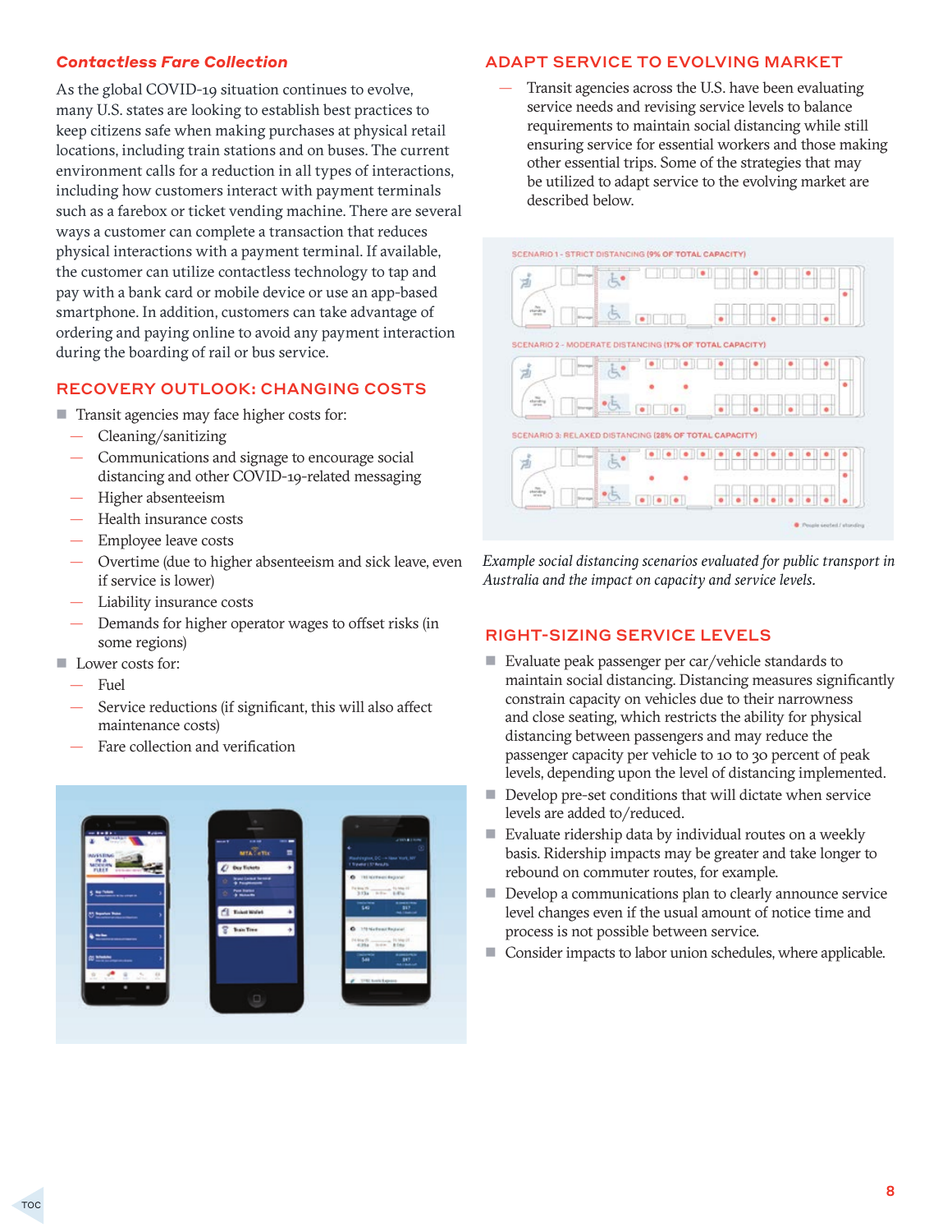### *Contactless Fare Collection*

As the global COVID-19 situation continues to evolve, many U.S. states are looking to establish best practices to keep citizens safe when making purchases at physical retail locations, including train stations and on buses. The current environment calls for a reduction in all types of interactions, including how customers interact with payment terminals such as a farebox or ticket vending machine. There are several ways a customer can complete a transaction that reduces physical interactions with a payment terminal. If available, the customer can utilize contactless technology to tap and pay with a bank card or mobile device or use an app-based smartphone. In addition, customers can take advantage of ordering and paying online to avoid any payment interaction during the boarding of rail or bus service.

## RECOVERY OUTLOOK: CHANGING COSTS

- Transit agencies may face higher costs for:
  - Cleaning/sanitizing
  - Communications and signage to encourage social distancing and other COVID-19-related messaging
  - Higher absenteeism
  - Health insurance costs
  - Employee leave costs
  - Overtime (due to higher absenteeism and sick leave, even if service is lower)
  - Liability insurance costs
  - Demands for higher operator wages to offset risks (in some regions)
- Lower costs for:
  - Fuel
  - Service reductions (if significant, this will also affect maintenance costs)
  - Fare collection and verification

## ADAPT SERVICE TO EVOLVING MARKET

- Transit agencies across the U.S. have been evaluating service needs and revising service levels to balance requirements to maintain social distancing while still ensuring service for essential workers and those making other essential trips. Some of the strategies that may be utilized to adapt service to the evolving market are described below.

*Example social distancing scenarios evaluated for public transport in Australia and the impact on capacity and service levels.*

## RIGHT-SIZING SERVICE LEVELS

- Evaluate peak passenger per car/vehicle standards to maintain social distancing. Distancing measures significantly constrain capacity on vehicles due to their narrowness and close seating, which restricts the ability for physical distancing between passengers and may reduce the passenger capacity per vehicle to 10 to 30 percent of peak levels, depending upon the level of distancing implemented.
- Develop pre-set conditions that will dictate when service levels are added to/reduced.
- Evaluate ridership data by individual routes on a weekly basis. Ridership impacts may be greater and take longer to rebound on commuter routes, for example.
- Develop a communications plan to clearly announce service level changes even if the usual amount of notice time and process is not possible between service.
- Consider impacts to labor union schedules, where applicable.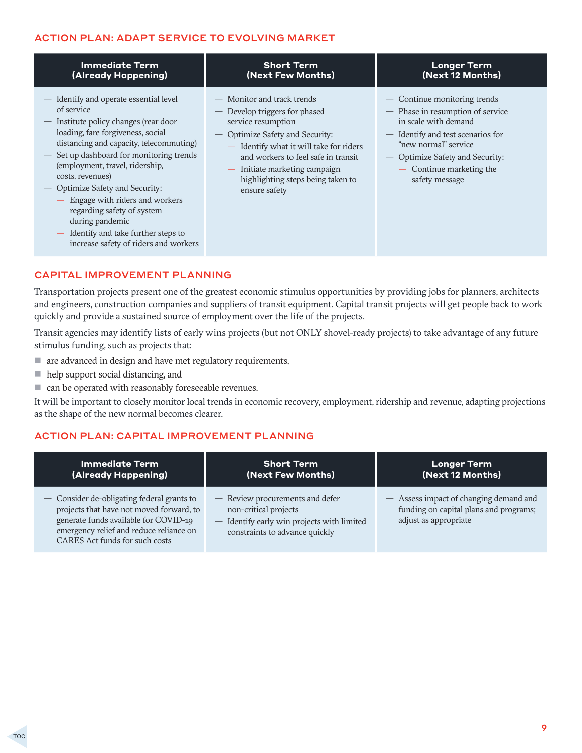## ACTION PLAN: ADAPT SERVICE TO EVOLVING MARKET

| Immediate Term (Already Happening) | Short Term (Next Few Months) | Longer Term (Next 12 Months) |
|---|---|---|
| — Identify and operate essential level of service<br>— Institute policy changes (rear door loading, fare forgiveness, social distancing and capacity, telecommuting)<br>— Set up dashboard for monitoring trends (employment, travel, ridership, costs, revenues)<br>— Optimize Safety and Security:<br>&nbsp;&nbsp;— Engage with riders and workers regarding safety of system during pandemic<br>&nbsp;&nbsp;— Identify and take further steps to increase safety of riders and workers | — Monitor and track trends<br>— Develop triggers for phased service resumption<br>— Optimize Safety and Security:<br>&nbsp;&nbsp;— Identify what it will take for riders and workers to feel safe in transit<br>&nbsp;&nbsp;— Initiate marketing campaign highlighting steps being taken to ensure safety | — Continue monitoring trends<br>— Phase in resumption of service in scale with demand<br>— Identify and test scenarios for "new normal" service<br>— Optimize Safety and Security:<br>&nbsp;&nbsp;— Continue marketing the safety message |

## CAPITAL IMPROVEMENT PLANNING

Transportation projects present one of the greatest economic stimulus opportunities by providing jobs for planners, architects and engineers, construction companies and suppliers of transit equipment. Capital transit projects will get people back to work quickly and provide a sustained source of employment over the life of the projects.

Transit agencies may identify lists of early wins projects (but not ONLY shovel-ready projects) to take advantage of any future stimulus funding, such as projects that:

- are advanced in design and have met regulatory requirements,
- help support social distancing, and
- can be operated with reasonably foreseeable revenues.

It will be important to closely monitor local trends in economic recovery, employment, ridership and revenue, adapting projections as the shape of the new normal becomes clearer.

## ACTION PLAN: CAPITAL IMPROVEMENT PLANNING

| Immediate Term (Already Happening) | Short Term (Next Few Months) | Longer Term (Next 12 Months) |
|---|---|---|
| — Consider de-obligating federal grants to projects that have not moved forward, to generate funds available for COVID-19 emergency relief and reduce reliance on CARES Act funds for such costs | — Review procurements and defer non-critical projects<br>— Identify early win projects with limited constraints to advance quickly | — Assess impact of changing demand and funding on capital plans and programs; adjust as appropriate |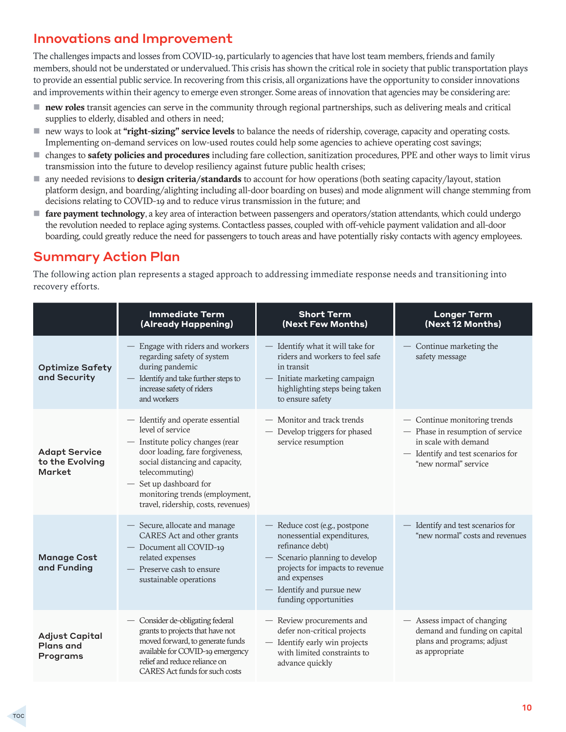## Innovations and Improvement

The challenges impacts and losses from COVID-19, particularly to agencies that have lost team members, friends and family members, should not be understated or undervalued. This crisis has shown the critical role in society that public transportation plays to provide an essential public service. In recovering from this crisis, all organizations have the opportunity to consider innovations and improvements within their agency to emerge even stronger. Some areas of innovation that agencies may be considering are:

- **new roles** transit agencies can serve in the community through regional partnerships, such as delivering meals and critical supplies to elderly, disabled and others in need;
- new ways to look at **"right-sizing" service levels** to balance the needs of ridership, coverage, capacity and operating costs. Implementing on-demand services on low-used routes could help some agencies to achieve operating cost savings;
- changes to **safety policies and procedures** including fare collection, sanitization procedures, PPE and other ways to limit virus transmission into the future to develop resiliency against future public health crises;
- any needed revisions to **design criteria/standards** to account for how operations (both seating capacity/layout, station platform design, and boarding/alighting including all-door boarding on buses) and mode alignment will change stemming from decisions relating to COVID-19 and to reduce virus transmission in the future; and
- **fare payment technology**, a key area of interaction between passengers and operators/station attendants, which could undergo the revolution needed to replace aging systems. Contactless passes, coupled with off-vehicle payment validation and all-door boarding, could greatly reduce the need for passengers to touch areas and have potentially risky contacts with agency employees.

## Summary Action Plan

The following action plan represents a staged approach to addressing immediate response needs and transitioning into recovery efforts.

| | Immediate Term (Already Happening) | Short Term (Next Few Months) | Longer Term (Next 12 Months) |
|---|---|---|---|
| **Optimize Safety and Security** | — Engage with riders and workers regarding safety of system during pandemic<br>— Identify and take further steps to increase safety of riders and workers | — Identify what it will take for riders and workers to feel safe in transit<br>— Initiate marketing campaign highlighting steps being taken to ensure safety | — Continue marketing the safety message |
| **Adapt Service to the Evolving Market** | — Identify and operate essential level of service<br>— Institute policy changes (rear door loading, fare forgiveness, social distancing and capacity, telecommuting)<br>— Set up dashboard for monitoring trends (employment, travel, ridership, costs, revenues) | — Monitor and track trends<br>— Develop triggers for phased service resumption | — Continue monitoring trends<br>— Phase in resumption of service in scale with demand<br>— Identify and test scenarios for "new normal" service |
| **Manage Cost and Funding** | — Secure, allocate and manage CARES Act and other grants<br>— Document all COVID-19 related expenses<br>— Preserve cash to ensure sustainable operations | — Reduce cost (e.g., postpone nonessential expenditures, refinance debt)<br>— Scenario planning to develop projects for impacts to revenue and expenses<br>— Identify and pursue new funding opportunities | — Identify and test scenarios for "new normal" costs and revenues |
| **Adjust Capital Plans and Programs** | — Consider de-obligating federal grants to projects that have not moved forward, to generate funds available for COVID-19 emergency relief and reduce reliance on CARES Act funds for such costs | — Review procurements and defer non-critical projects<br>— Identify early win projects with limited constraints to advance quickly | — Assess impact of changing demand and funding on capital plans and programs; adjust as appropriate |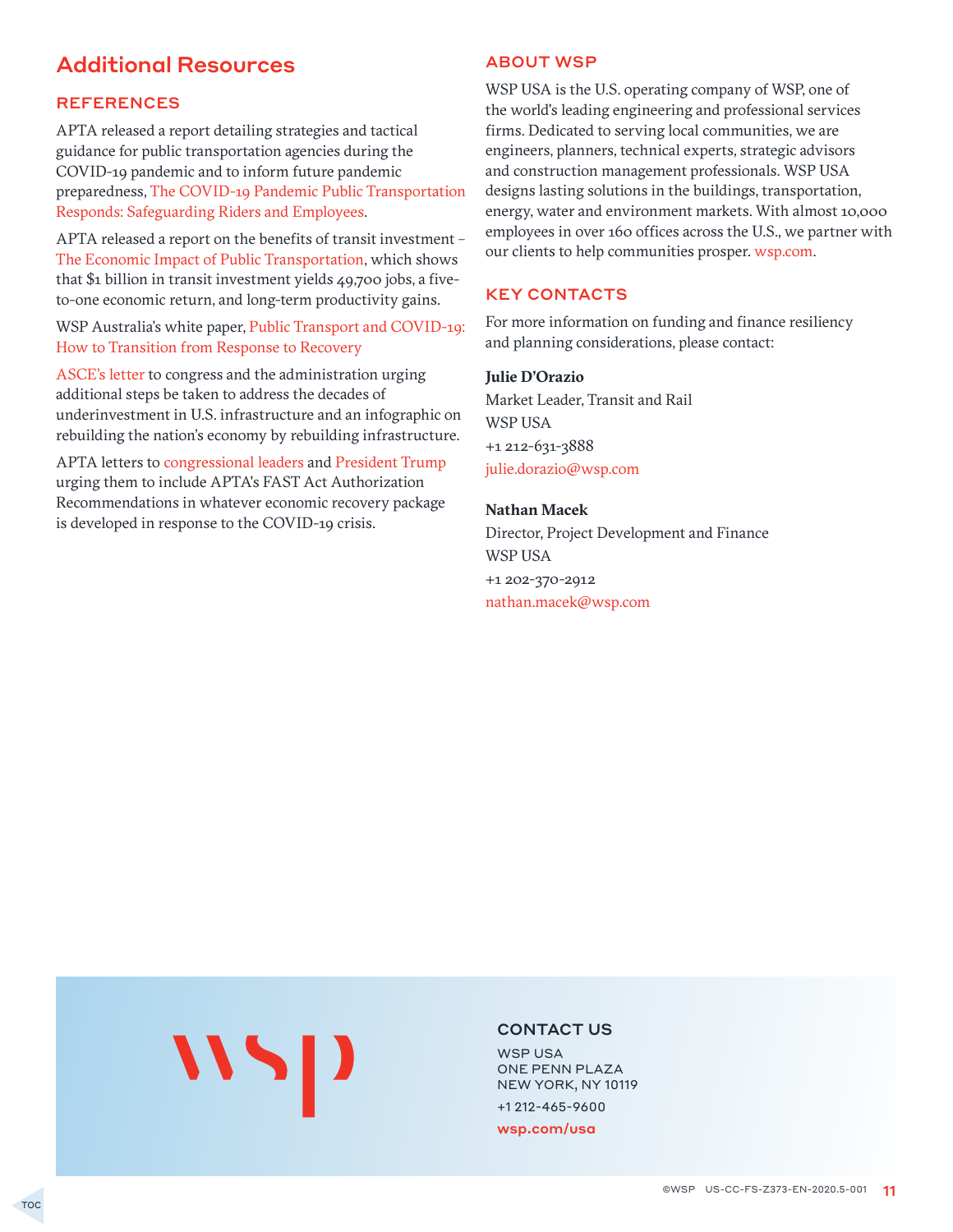## Additional Resources

### REFERENCES

APTA released a report detailing strategies and tactical guidance for public transportation agencies during the COVID-19 pandemic and to inform future pandemic preparedness, The COVID-19 Pandemic Public Transportation Responds: Safeguarding Riders and Employees.

APTA released a report on the benefits of transit investment – The Economic Impact of Public Transportation, which shows that $1 billion in transit investment yields 49,700 jobs, a five-to-one economic return, and long-term productivity gains.

WSP Australia's white paper, Public Transport and COVID-19: How to Transition from Response to Recovery

ASCE's letter to congress and the administration urging additional steps be taken to address the decades of underinvestment in U.S. infrastructure and an infographic on rebuilding the nation's economy by rebuilding infrastructure.

APTA letters to congressional leaders and President Trump urging them to include APTA's FAST Act Authorization Recommendations in whatever economic recovery package is developed in response to the COVID-19 crisis.

### ABOUT WSP

WSP USA is the U.S. operating company of WSP, one of the world's leading engineering and professional services firms. Dedicated to serving local communities, we are engineers, planners, technical experts, strategic advisors and construction management professionals. WSP USA designs lasting solutions in the buildings, transportation, energy, water and environment markets. With almost 10,000 employees in over 160 offices across the U.S., we partner with our clients to help communities prosper. wsp.com.

### KEY CONTACTS

For more information on funding and finance resiliency and planning considerations, please contact:

**Julie D'Orazio**
Market Leader, Transit and Rail
WSP USA
+1 212-631-3888
julie.dorazio@wsp.com

**Nathan Macek**
Director, Project Development and Finance
WSP USA
+1 202-370-2912
nathan.macek@wsp.com

wsp

### CONTACT US

WSP USA
ONE PENN PLAZA
NEW YORK, NY 10119
+1 212-465-9600
**wsp.com/usa**

©WSP US-CC-FS-Z373-EN-2020.5-001